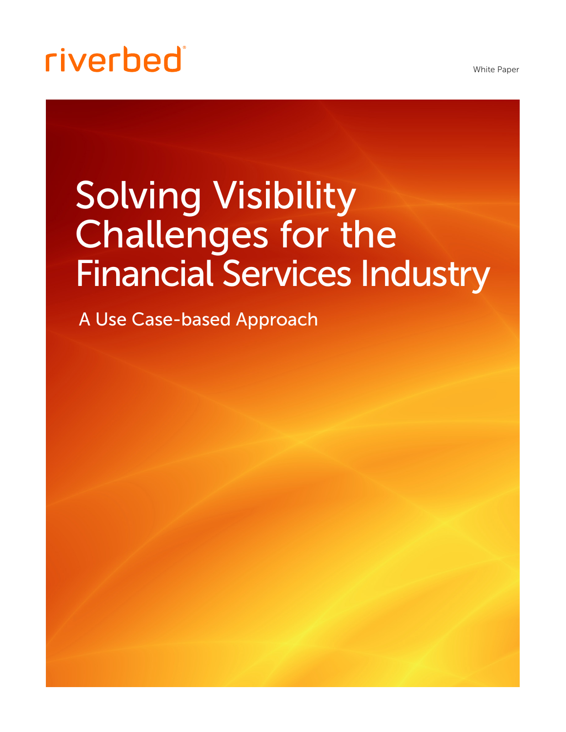riverbed

White Paper

# Solving Visibility Challenges for the Financial Services Industry

## A Use Case-based Approach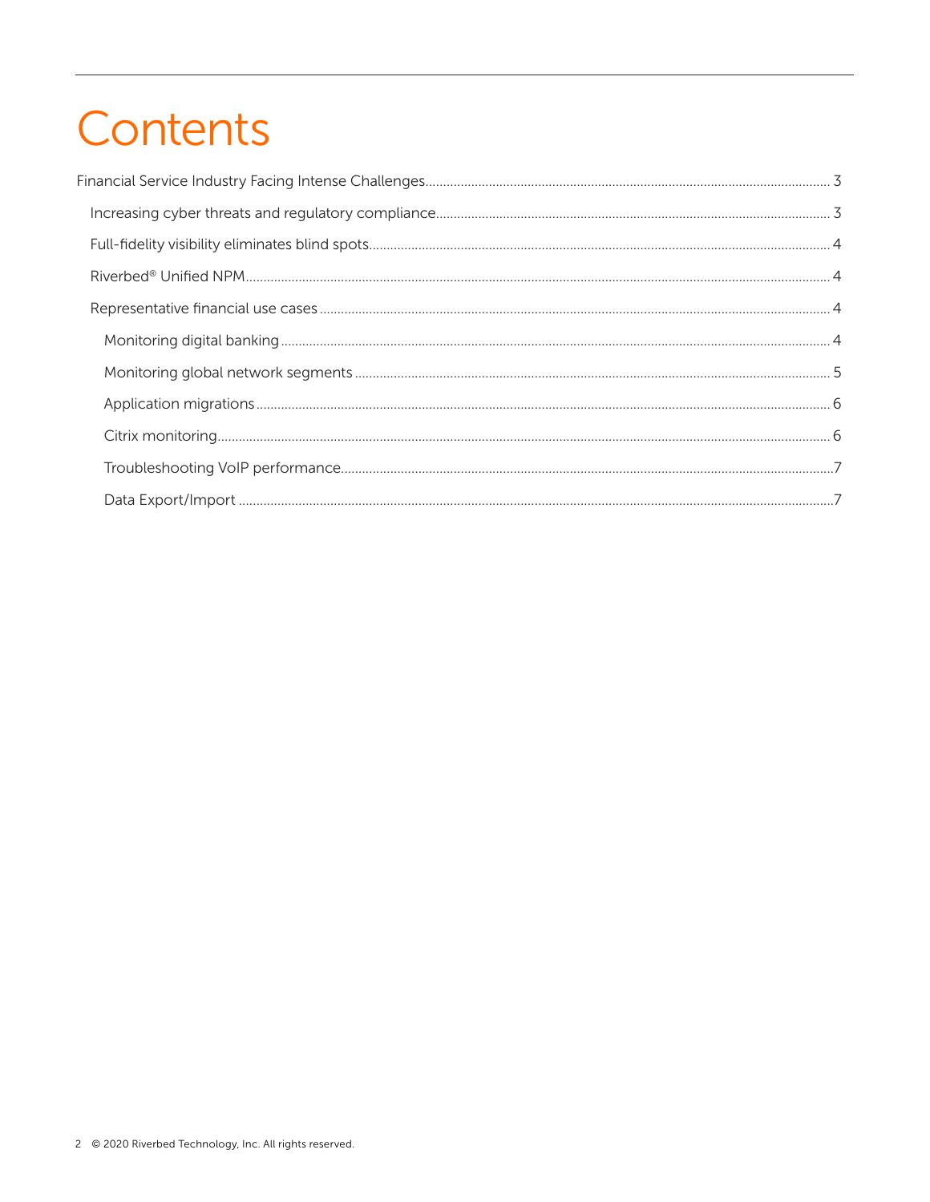# Contents

- Financial Service Industry Facing Intense Challenges .......... 3
  - Increasing cyber threats and regulatory compliance .......... 3
  - Full-fidelity visibility eliminates blind spots .......... 4
  - Riverbed® Unified NPM .......... 4
  - Representative financial use cases .......... 4
    - Monitoring digital banking .......... 4
    - Monitoring global network segments .......... 5
    - Application migrations .......... 6
    - Citrix monitoring .......... 6
    - Troubleshooting VoIP performance .......... 7
    - Data Export/Import .......... 7

© 2020 Riverbed Technology, Inc. All rights reserved.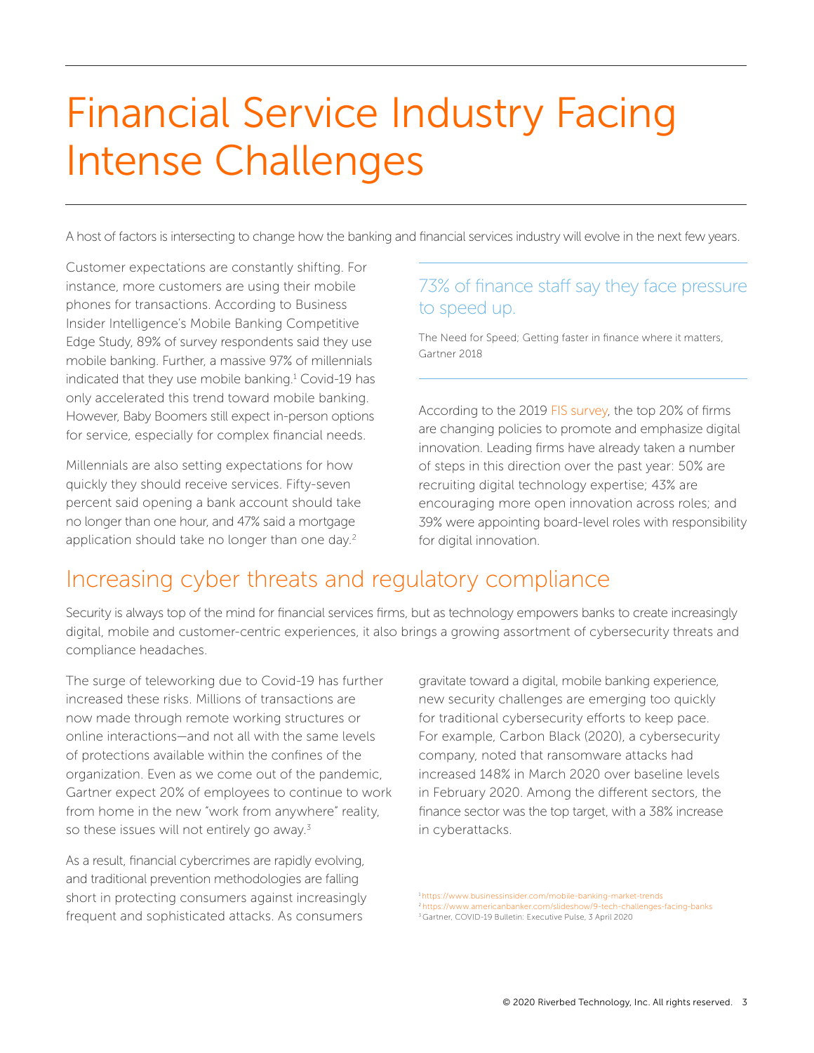# Financial Service Industry Facing Intense Challenges

A host of factors is intersecting to change how the banking and financial services industry will evolve in the next few years.

Customer expectations are constantly shifting. For instance, more customers are using their mobile phones for transactions. According to Business Insider Intelligence's Mobile Banking Competitive Edge Study, 89% of survey respondents said they use mobile banking. Further, a massive 97% of millennials indicated that they use mobile banking.[1] Covid-19 has only accelerated this trend toward mobile banking. However, Baby Boomers still expect in-person options for service, especially for complex financial needs.

Millennials are also setting expectations for how quickly they should receive services. Fifty-seven percent said opening a bank account should take no longer than one hour, and 47% said a mortgage application should take no longer than one day.[2]

> 73% of finance staff say they face pressure to speed up.
>
> The Need for Speed; Getting faster in finance where it matters, Gartner 2018

According to the 2019 FIS survey, the top 20% of firms are changing policies to promote and emphasize digital innovation. Leading firms have already taken a number of steps in this direction over the past year: 50% are recruiting digital technology expertise; 43% are encouraging more open innovation across roles; and 39% were appointing board-level roles with responsibility for digital innovation.

## Increasing cyber threats and regulatory compliance

Security is always top of the mind for financial services firms, but as technology empowers banks to create increasingly digital, mobile and customer-centric experiences, it also brings a growing assortment of cybersecurity threats and compliance headaches.

The surge of teleworking due to Covid-19 has further increased these risks. Millions of transactions are now made through remote working structures or online interactions—and not all with the same levels of protections available within the confines of the organization. Even as we come out of the pandemic, Gartner expect 20% of employees to continue to work from home in the new "work from anywhere" reality, so these issues will not entirely go away.[3]

As a result, financial cybercrimes are rapidly evolving, and traditional prevention methodologies are falling short in protecting consumers against increasingly frequent and sophisticated attacks. As consumers gravitate toward a digital, mobile banking experience, new security challenges are emerging too quickly for traditional cybersecurity efforts to keep pace. For example, Carbon Black (2020), a cybersecurity company, noted that ransomware attacks had increased 148% in March 2020 over baseline levels in February 2020. Among the different sectors, the finance sector was the top target, with a 38% increase in cyberattacks.

[1] https://www.businessinsider.com/mobile-banking-market-trends
[2] https://www.americanbanker.com/slideshow/9-tech-challenges-facing-banks
[3] Gartner, COVID-19 Bulletin: Executive Pulse, 3 April 2020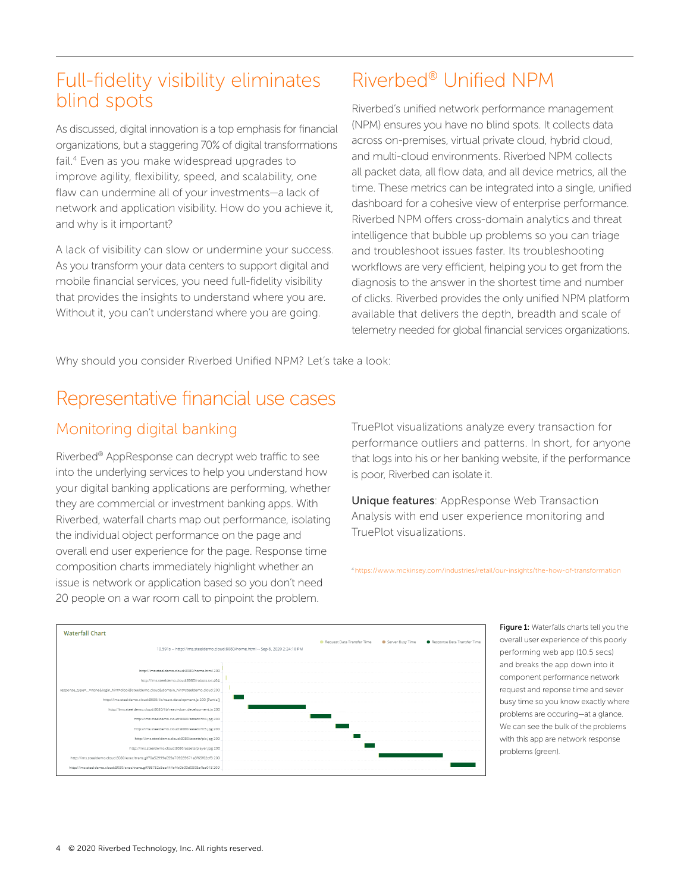## Full-fidelity visibility eliminates blind spots

As discussed, digital innovation is a top emphasis for financial organizations, but a staggering 70% of digital transformations fail.[4] Even as you make widespread upgrades to improve agility, flexibility, speed, and scalability, one flaw can undermine all of your investments—a lack of network and application visibility. How do you achieve it, and why is it important?

A lack of visibility can slow or undermine your success. As you transform your data centers to support digital and mobile financial services, you need full-fidelity visibility that provides the insights to understand where you are. Without it, you can't understand where you are going.

## Riverbed® Unified NPM

Riverbed's unified network performance management (NPM) ensures you have no blind spots. It collects data across on-premises, virtual private cloud, hybrid cloud, and multi-cloud environments. Riverbed NPM collects all packet data, all flow data, and all device metrics, all the time. These metrics can be integrated into a single, unified dashboard for a cohesive view of enterprise performance. Riverbed NPM offers cross-domain analytics and threat intelligence that bubble up problems so you can triage and troubleshoot issues faster. Its troubleshooting workflows are very efficient, helping you to get from the diagnosis to the answer in the shortest time and number of clicks. Riverbed provides the only unified NPM platform available that delivers the depth, breadth and scale of telemetry needed for global financial services organizations.

Why should you consider Riverbed Unified NPM? Let's take a look:

## Representative financial use cases

### Monitoring digital banking

Riverbed® AppResponse can decrypt web traffic to see into the underlying services to help you understand how your digital banking applications are performing, whether they are commercial or investment banking apps. With Riverbed, waterfall charts map out performance, isolating the individual object performance on the page and overall end user experience for the page. Response time composition charts immediately highlight whether an issue is network or application based so you don't need 20 people on a war room call to pinpoint the problem.

TruePlot visualizations analyze every transaction for performance outliers and patterns. In short, for anyone that logs into his or her banking website, if the performance is poor, Riverbed can isolate it.

**Unique features**: AppResponse Web Transaction Analysis with end user experience monitoring and TruePlot visualizations.

[4] https://www.mckinsey.com/industries/retail/our-insights/the-how-of-transformation

**Figure 1:** Waterfalls charts tell you the overall user experience of this poorly performing web app (10.5 secs) and breaks the app down into it component performance network request and reponse time and sever busy time so you know exactly where problems are occuring—at a glance. We can see the bulk of the problems with this app are network response problems (green).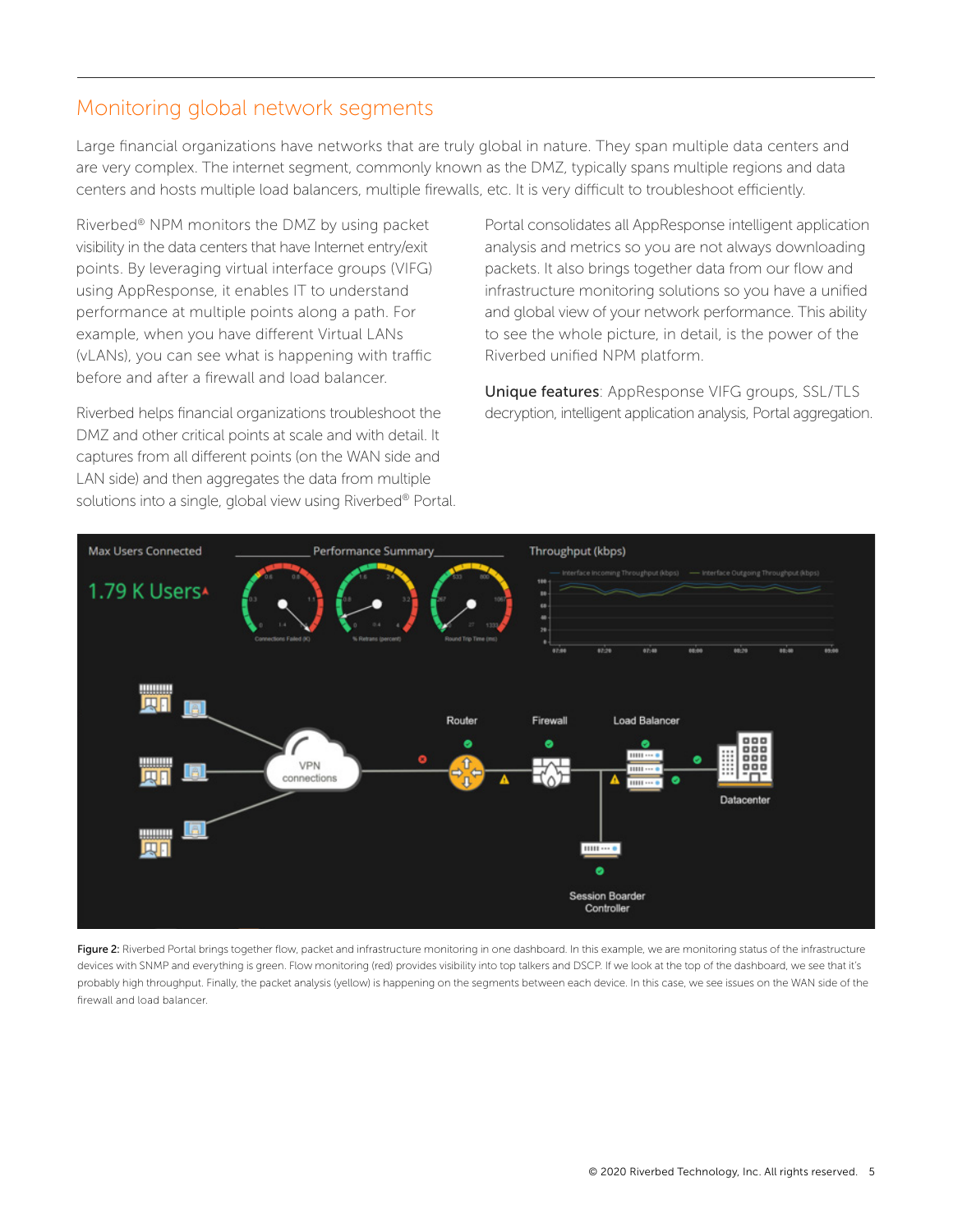## Monitoring global network segments

Large financial organizations have networks that are truly global in nature. They span multiple data centers and are very complex. The internet segment, commonly known as the DMZ, typically spans multiple regions and data centers and hosts multiple load balancers, multiple firewalls, etc. It is very difficult to troubleshoot efficiently.

Riverbed® NPM monitors the DMZ by using packet visibility in the data centers that have Internet entry/exit points. By leveraging virtual interface groups (VIFG) using AppResponse, it enables IT to understand performance at multiple points along a path. For example, when you have different Virtual LANs (vLANs), you can see what is happening with traffic before and after a firewall and load balancer.

Riverbed helps financial organizations troubleshoot the DMZ and other critical points at scale and with detail. It captures from all different points (on the WAN side and LAN side) and then aggregates the data from multiple solutions into a single, global view using Riverbed® Portal.

Portal consolidates all AppResponse intelligent application analysis and metrics so you are not always downloading packets. It also brings together data from our flow and infrastructure monitoring solutions so you have a unified and global view of your network performance. This ability to see the whole picture, in detail, is the power of the Riverbed unified NPM platform.

**Unique features**: AppResponse VIFG groups, SSL/TLS decryption, intelligent application analysis, Portal aggregation.

**Figure 2:** Riverbed Portal brings together flow, packet and infrastructure monitoring in one dashboard. In this example, we are monitoring status of the infrastructure devices with SNMP and everything is green. Flow monitoring (red) provides visibility into top talkers and DSCP. If we look at the top of the dashboard, we see that it's probably high throughput. Finally, the packet analysis (yellow) is happening on the segments between each device. In this case, we see issues on the WAN side of the firewall and load balancer.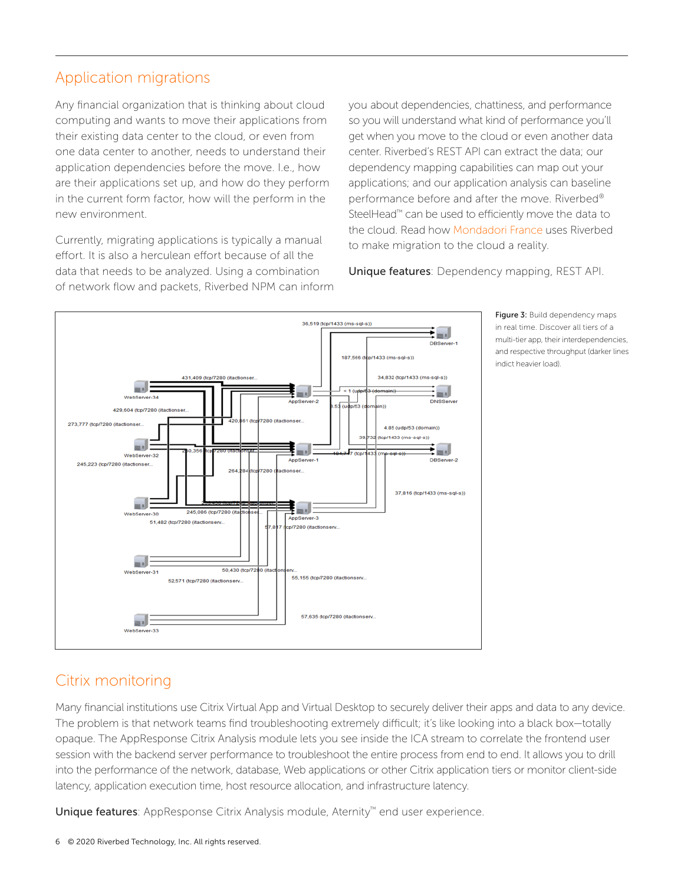## Application migrations

Any financial organization that is thinking about cloud computing and wants to move their applications from their existing data center to the cloud, or even from one data center to another, needs to understand their application dependencies before the move. I.e., how are their applications set up, and how do they perform in the current form factor, how will the perform in the new environment.

Currently, migrating applications is typically a manual effort. It is also a herculean effort because of all the data that needs to be analyzed. Using a combination of network flow and packets, Riverbed NPM can inform you about dependencies, chattiness, and performance so you will understand what kind of performance you'll get when you move to the cloud or even another data center. Riverbed's REST API can extract the data; our dependency mapping capabilities can map out your applications; and our application analysis can baseline performance before and after the move. Riverbed® SteelHead™ can be used to efficiently move the data to the cloud. Read how Mondadori France uses Riverbed to make migration to the cloud a reality.

**Unique features**: Dependency mapping, REST API.

**Figure 3:** Build dependency maps in real time. Discover all tiers of a multi-tier app, their interdependencies, and respective throughput (darker lines indict heavier load).

## Citrix monitoring

Many financial institutions use Citrix Virtual App and Virtual Desktop to securely deliver their apps and data to any device. The problem is that network teams find troubleshooting extremely difficult; it's like looking into a black box—totally opaque. The AppResponse Citrix Analysis module lets you see inside the ICA stream to correlate the frontend user session with the backend server performance to troubleshoot the entire process from end to end. It allows you to drill into the performance of the network, database, Web applications or other Citrix application tiers or monitor client-side latency, application execution time, host resource allocation, and infrastructure latency.

**Unique features**: AppResponse Citrix Analysis module, Aternity™ end user experience.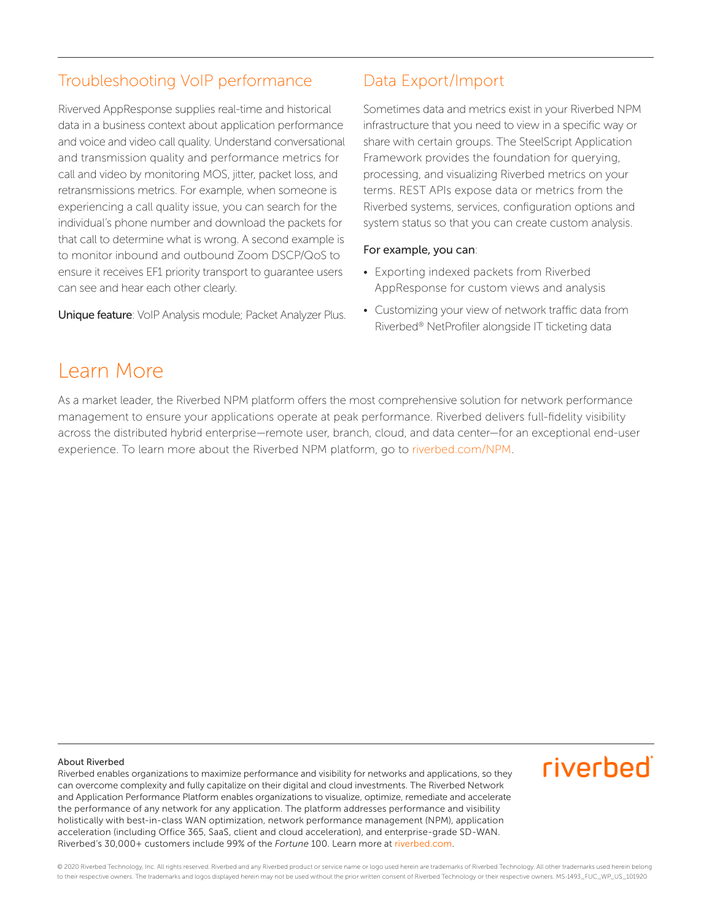## Troubleshooting VoIP performance

Riverved AppResponse supplies real-time and historical data in a business context about application performance and voice and video call quality. Understand conversational and transmission quality and performance metrics for call and video by monitoring MOS, jitter, packet loss, and retransmissions metrics. For example, when someone is experiencing a call quality issue, you can search for the individual's phone number and download the packets for that call to determine what is wrong. A second example is to monitor inbound and outbound Zoom DSCP/QoS to ensure it receives EF1 priority transport to guarantee users can see and hear each other clearly.

**Unique feature**: VoIP Analysis module; Packet Analyzer Plus.

## Data Export/Import

Sometimes data and metrics exist in your Riverbed NPM infrastructure that you need to view in a specific way or share with certain groups. The SteelScript Application Framework provides the foundation for querying, processing, and visualizing Riverbed metrics on your terms. REST APIs expose data or metrics from the Riverbed systems, services, configuration options and system status so that you can create custom analysis.

**For example, you can**:

- Exporting indexed packets from Riverbed AppResponse for custom views and analysis
- Customizing your view of network traffic data from Riverbed® NetProfiler alongside IT ticketing data

# Learn More

As a market leader, the Riverbed NPM platform offers the most comprehensive solution for network performance management to ensure your applications operate at peak performance. Riverbed delivers full-fidelity visibility across the distributed hybrid enterprise—remote user, branch, cloud, and data center—for an exceptional end-user experience. To learn more about the Riverbed NPM platform, go to riverbed.com/NPM.

**About Riverbed**

Riverbed enables organizations to maximize performance and visibility for networks and applications, so they can overcome complexity and fully capitalize on their digital and cloud investments. The Riverbed Network and Application Performance Platform enables organizations to visualize, optimize, remediate and accelerate the performance of any network for any application. The platform addresses performance and visibility holistically with best-in-class WAN optimization, network performance management (NPM), application acceleration (including Office 365, SaaS, client and cloud acceleration), and enterprise-grade SD-WAN. Riverbed's 30,000+ customers include 99% of the *Fortune* 100. Learn more at riverbed.com.

riverbed

© 2020 Riverbed Technology, Inc. All rights reserved. Riverbed and any Riverbed product or service name or logo used herein are trademarks of Riverbed Technology. All other trademarks used herein belong to their respective owners. The trademarks and logos displayed herein may not be used without the prior written consent of Riverbed Technology or their respective owners. MS-1493_FUC_WP_US_101920